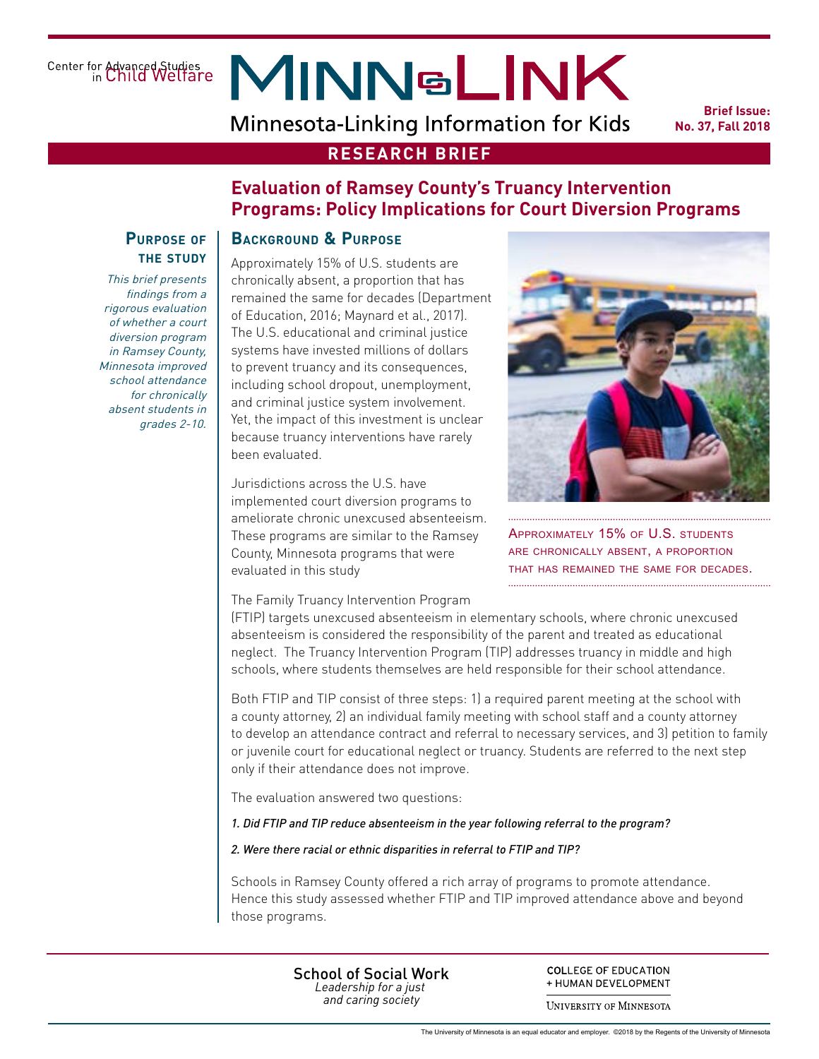Center for Advanced Studies in Child Welfare

# MINN-LINK

Minnesota-Linking Information for Kids

**Brief Issue: No. 37, Fall 2018**

**RESEARCH BRIEF**

## Evaluation of Ramsey County's Truancy Intervention Programs: Policy Implications for Court Diversion Programs

### Purpose of the Study

*This brief presents findings from a rigorous evaluation of whether a court diversion program in Ramsey County, Minnesota improved school attendance for chronically absent students in grades 2-10.*

### Background & Purpose

Approximately 15% of U.S. students are chronically absent, a proportion that has remained the same for decades (Department of Education, 2016; Maynard et al., 2017). The U.S. educational and criminal justice systems have invested millions of dollars to prevent truancy and its consequences, including school dropout, unemployment, and criminal justice system involvement. Yet, the impact of this investment is unclear because truancy interventions have rarely been evaluated.

Jurisdictions across the U.S. have implemented court diversion programs to ameliorate chronic unexcused absenteeism. These programs are similar to the Ramsey County, Minnesota programs that were evaluated in this study

Approximately 15% of U.S. students are chronically absent, a proportion that has remained the same for decades.

The Family Truancy Intervention Program (FTIP) targets unexcused absenteeism in elementary schools, where chronic unexcused absenteeism is considered the responsibility of the parent and treated as educational neglect. The Truancy Intervention Program (TIP) addresses truancy in middle and high schools, where students themselves are held responsible for their school attendance.

Both FTIP and TIP consist of three steps: 1) a required parent meeting at the school with a county attorney, 2) an individual family meeting with school staff and a county attorney to develop an attendance contract and referral to necessary services, and 3) petition to family or juvenile court for educational neglect or truancy. Students are referred to the next step only if their attendance does not improve.

The evaluation answered two questions:

*1. Did FTIP and TIP reduce absenteeism in the year following referral to the program?*

*2. Were there racial or ethnic disparities in referral to FTIP and TIP?*

Schools in Ramsey County offered a rich array of programs to promote attendance. Hence this study assessed whether FTIP and TIP improved attendance above and beyond those programs.

School of Social Work
*Leadership for a just and caring society*

College of Education + Human Development
University of Minnesota

The University of Minnesota is an equal educator and employer. ©2018 by the Regents of the University of Minnesota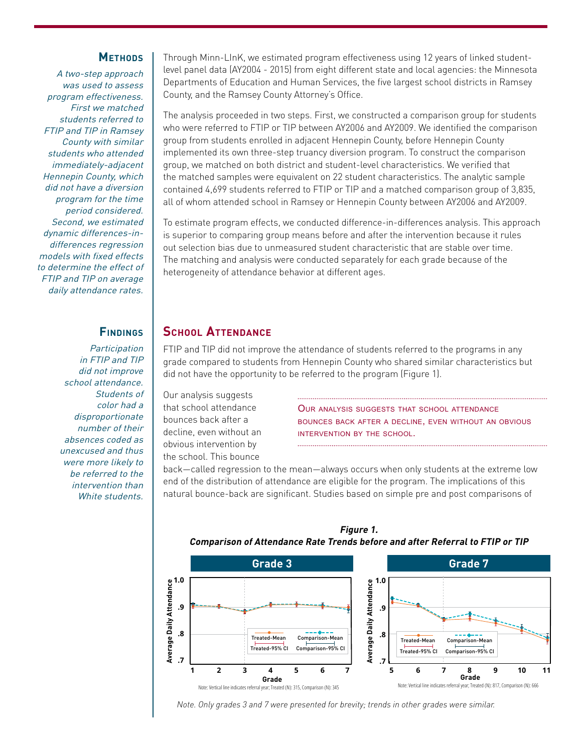## Methods

*A two-step approach was used to assess program effectiveness. First we matched students referred to FTIP and TIP in Ramsey County with similar students who attended immediately-adjacent Hennepin County, which did not have a diversion program for the time period considered. Second, we estimated dynamic differences-in-differences regression models with fixed effects to determine the effect of FTIP and TIP on average daily attendance rates.*

Through Minn-LInK, we estimated program effectiveness using 12 years of linked student-level panel data (AY2004 - 2015) from eight different state and local agencies: the Minnesota Departments of Education and Human Services, the five largest school districts in Ramsey County, and the Ramsey County Attorney's Office.

The analysis proceeded in two steps. First, we constructed a comparison group for students who were referred to FTIP or TIP between AY2006 and AY2009. We identified the comparison group from students enrolled in adjacent Hennepin County, before Hennepin County implemented its own three-step truancy diversion program. To construct the comparison group, we matched on both district and student-level characteristics. We verified that the matched samples were equivalent on 22 student characteristics. The analytic sample contained 4,699 students referred to FTIP or TIP and a matched comparison group of 3,835, all of whom attended school in Ramsey or Hennepin County between AY2006 and AY2009.

To estimate program effects, we conducted difference-in-differences analysis. This approach is superior to comparing group means before and after the intervention because it rules out selection bias due to unmeasured student characteristic that are stable over time. The matching and analysis were conducted separately for each grade because of the heterogeneity of attendance behavior at different ages.

## Findings

*Participation in FTIP and TIP did not improve school attendance. Students of color had a disproportionate number of their absences coded as unexcused and thus were more likely to be referred to the intervention than White students.*

## School Attendance

FTIP and TIP did not improve the attendance of students referred to the programs in any grade compared to students from Hennepin County who shared similar characteristics but did not have the opportunity to be referred to the program (Figure 1).

Our analysis suggests that school attendance bounces back after a decline, even without an obvious intervention by the school. This bounce back—called regression to the mean—always occurs when only students at the extreme low end of the distribution of attendance are eligible for the program. The implications of this natural bounce-back are significant. Studies based on simple pre and post comparisons of

> Our analysis suggests that school attendance bounces back after a decline, even without an obvious intervention by the school.

***Figure 1.***
***Comparison of Attendance Rate Trends before and after Referral to FTIP or TIP***

Grade 3

Average Daily Attendance
1.0
.9
.8
.7
1 2 3 4 5 6 7
Grade
Treated-Mean
Treated-95% CI
Comparison-Mean
Comparison-95% CI
Note: Vertical line indicates referral year; Treated (N): 315, Comparison (N): 345

Grade 7

Average Daily Attendance
1.0
.9
.8
.7
5 6 7 8 9 10 11
Grade
Treated-Mean
Treated-95% CI
Comparison-Mean
Comparison-95% CI
Note: Vertical line indicates referral year; Treated (N): 817, Comparison (N): 666

*Note. Only grades 3 and 7 were presented for brevity; trends in other grades were similar.*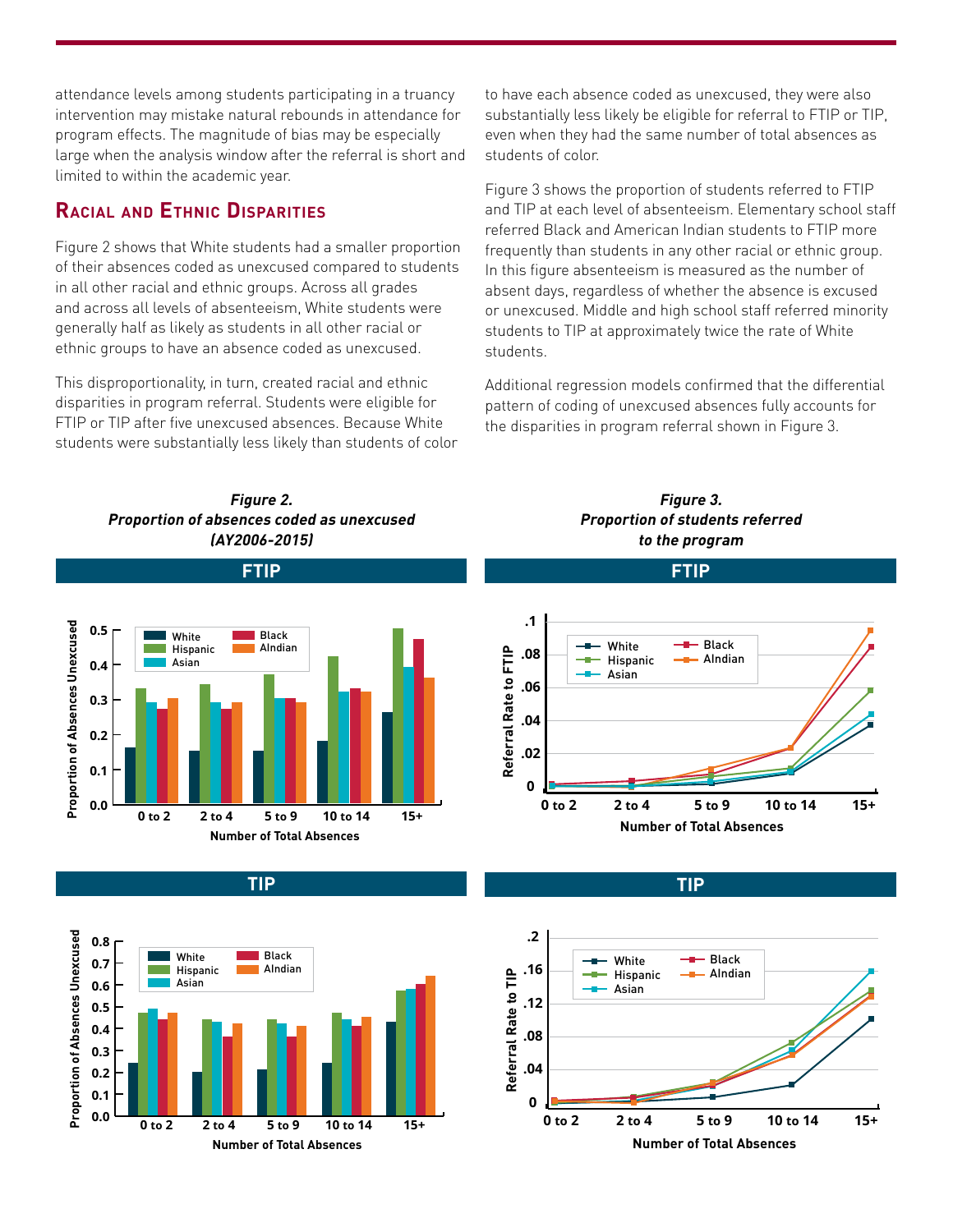attendance levels among students participating in a truancy intervention may mistake natural rebounds in attendance for program effects. The magnitude of bias may be especially large when the analysis window after the referral is short and limited to within the academic year.

## Racial and Ethnic Disparities

Figure 2 shows that White students had a smaller proportion of their absences coded as unexcused compared to students in all other racial and ethnic groups. Across all grades and across all levels of absenteeism, White students were generally half as likely as students in all other racial or ethnic groups to have an absence coded as unexcused.

This disproportionality, in turn, created racial and ethnic disparities in program referral. Students were eligible for FTIP or TIP after five unexcused absences. Because White students were substantially less likely than students of color to have each absence coded as unexcused, they were also substantially less likely be eligible for referral to FTIP or TIP, even when they had the same number of total absences as students of color.

Figure 3 shows the proportion of students referred to FTIP and TIP at each level of absenteeism. Elementary school staff referred Black and American Indian students to FTIP more frequently than students in any other racial or ethnic group. In this figure absenteeism is measured as the number of absent days, regardless of whether the absence is excused or unexcused. Middle and high school staff referred minority students to TIP at approximately twice the rate of White students.

Additional regression models confirmed that the differential pattern of coding of unexcused absences fully accounts for the disparities in program referral shown in Figure 3.

***Figure 2.***
***Proportion of absences coded as unexcused (AY2006-2015)***

**FTIP**

Proportion of Absences Unexcused
0.5
0.4
0.3
0.2
0.1
0.0
White
Hispanic
Asian
Black
AIndian
0 to 2
2 to 4
5 to 9
10 to 14
15+
Number of Total Absences

**TIP**

Proportion of Absences Unexcused
0.8
0.7
0.6
0.5
0.4
0.3
0.2
0.1
0.0
White
Hispanic
Asian
Black
AIndian
0 to 2
2 to 4
5 to 9
10 to 14
15+
Number of Total Absences

***Figure 3.***
***Proportion of students referred to the program***

**FTIP**

Referral Rate to FTIP
.1
.08
.06
.04
.02
0
White
Hispanic
Asian
Black
AIndian
0 to 2
2 to 4
5 to 9
10 to 14
15+
Number of Total Absences

**TIP**

Referral Rate to TIP
.2
.16
.12
.08
.04
0
White
Hispanic
Asian
Black
AIndian
0 to 2
2 to 4
5 to 9
10 to 14
15+
Number of Total Absences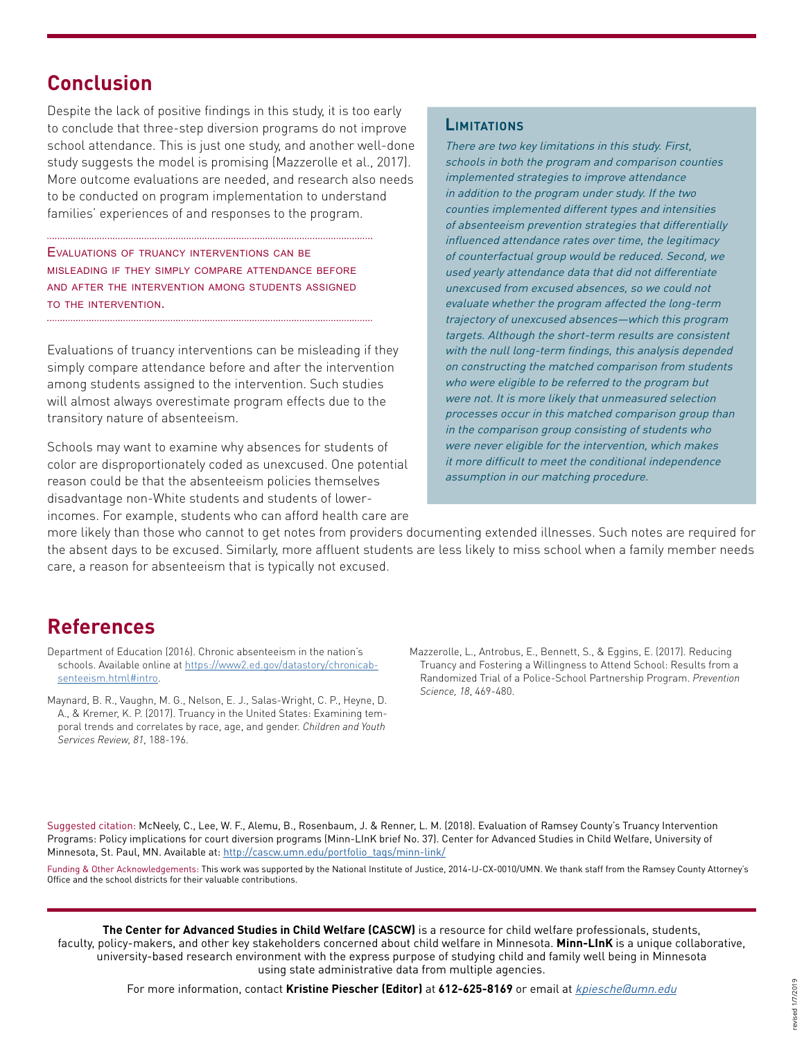## Conclusion

Despite the lack of positive findings in this study, it is too early to conclude that three-step diversion programs do not improve school attendance. This is just one study, and another well-done study suggests the model is promising (Mazzerolle et al., 2017). More outcome evaluations are needed, and research also needs to be conducted on program implementation to understand families' experiences of and responses to the program.

> Evaluations of truancy interventions can be misleading if they simply compare attendance before and after the intervention among students assigned to the intervention.

Evaluations of truancy interventions can be misleading if they simply compare attendance before and after the intervention among students assigned to the intervention. Such studies will almost always overestimate program effects due to the transitory nature of absenteeism.

Schools may want to examine why absences for students of color are disproportionately coded as unexcused. One potential reason could be that the absenteeism policies themselves disadvantage non-White students and students of lower-incomes. For example, students who can afford health care are more likely than those who cannot to get notes from providers documenting extended illnesses. Such notes are required for the absent days to be excused. Similarly, more affluent students are less likely to miss school when a family member needs care, a reason for absenteeism that is typically not excused.

### Limitations

*There are two key limitations in this study. First, schools in both the program and comparison counties implemented strategies to improve attendance in addition to the program under study. If the two counties implemented different types and intensities of absenteeism prevention strategies that differentially influenced attendance rates over time, the legitimacy of counterfactual group would be reduced. Second, we used yearly attendance data that did not differentiate unexcused from excused absences, so we could not evaluate whether the program affected the long-term trajectory of unexcused absences—which this program targets. Although the short-term results are consistent with the null long-term findings, this analysis depended on constructing the matched comparison from students who were eligible to be referred to the program but were not. It is more likely that unmeasured selection processes occur in this matched comparison group than in the comparison group consisting of students who were never eligible for the intervention, which makes it more difficult to meet the conditional independence assumption in our matching procedure.*

## References

Department of Education (2016). Chronic absenteeism in the nation's schools. Available online at https://www2.ed.gov/datastory/chronicabsenteeism.html#intro.

Maynard, B. R., Vaughn, M. G., Nelson, E. J., Salas-Wright, C. P., Heyne, D. A., & Kremer, K. P. (2017). Truancy in the United States: Examining temporal trends and correlates by race, age, and gender. *Children and Youth Services Review, 81*, 188-196.

Mazzerolle, L., Antrobus, E., Bennett, S., & Eggins, E. (2017). Reducing Truancy and Fostering a Willingness to Attend School: Results from a Randomized Trial of a Police-School Partnership Program. *Prevention Science, 18*, 469-480.

Suggested citation: McNeely, C., Lee, W. F., Alemu, B., Rosenbaum, J. & Renner, L. M. (2018). Evaluation of Ramsey County's Truancy Intervention Programs: Policy implications for court diversion programs (Minn-LInK brief No. 37). Center for Advanced Studies in Child Welfare, University of Minnesota, St. Paul, MN. Available at: http://cascw.umn.edu/portfolio_tags/minn-link/

Funding & Other Acknowledgements: This work was supported by the National Institute of Justice, 2014-IJ-CX-0010/UMN. We thank staff from the Ramsey County Attorney's Office and the school districts for their valuable contributions.

**The Center for Advanced Studies in Child Welfare (CASCW)** is a resource for child welfare professionals, students, faculty, policy-makers, and other key stakeholders concerned about child welfare in Minnesota. **Minn-LInK** is a unique collaborative, university-based research environment with the express purpose of studying child and family well being in Minnesota using state administrative data from multiple agencies.

For more information, contact **Kristine Piescher (Editor)** at **612-625-8169** or email at *kpiesche@umn.edu*

revised 1/7/2019